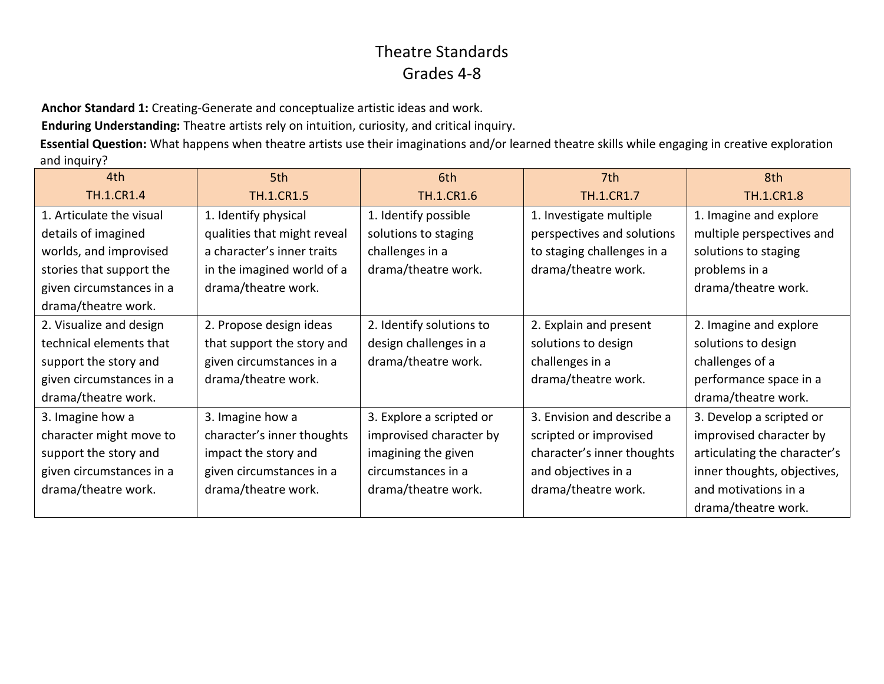# Theatre Standards
## Grades 4-8

**Anchor Standard 1:** Creating-Generate and conceptualize artistic ideas and work.

**Enduring Understanding:** Theatre artists rely on intuition, curiosity, and critical inquiry.

**Essential Question:** What happens when theatre artists use their imaginations and/or learned theatre skills while engaging in creative exploration and inquiry?

| 4th<br>TH.1.CR1.4 | 5th<br>TH.1.CR1.5 | 6th<br>TH.1.CR1.6 | 7th<br>TH.1.CR1.7 | 8th<br>TH.1.CR1.8 |
|---|---|---|---|---|
| 1. Articulate the visual details of imagined worlds, and improvised stories that support the given circumstances in a drama/theatre work. | 1. Identify physical qualities that might reveal a character's inner traits in the imagined world of a drama/theatre work. | 1. Identify possible solutions to staging challenges in a drama/theatre work. | 1. Investigate multiple perspectives and solutions to staging challenges in a drama/theatre work. | 1. Imagine and explore multiple perspectives and solutions to staging problems in a drama/theatre work. |
| 2. Visualize and design technical elements that support the story and given circumstances in a drama/theatre work. | 2. Propose design ideas that support the story and given circumstances in a drama/theatre work. | 2. Identify solutions to design challenges in a drama/theatre work. | 2. Explain and present solutions to design challenges in a drama/theatre work. | 2. Imagine and explore solutions to design challenges of a performance space in a drama/theatre work. |
| 3. Imagine how a character might move to support the story and given circumstances in a drama/theatre work. | 3. Imagine how a character's inner thoughts impact the story and given circumstances in a drama/theatre work. | 3. Explore a scripted or improvised character by imagining the given circumstances in a drama/theatre work. | 3. Envision and describe a scripted or improvised character's inner thoughts and objectives in a drama/theatre work. | 3. Develop a scripted or improvised character by articulating the character's inner thoughts, objectives, and motivations in a drama/theatre work. |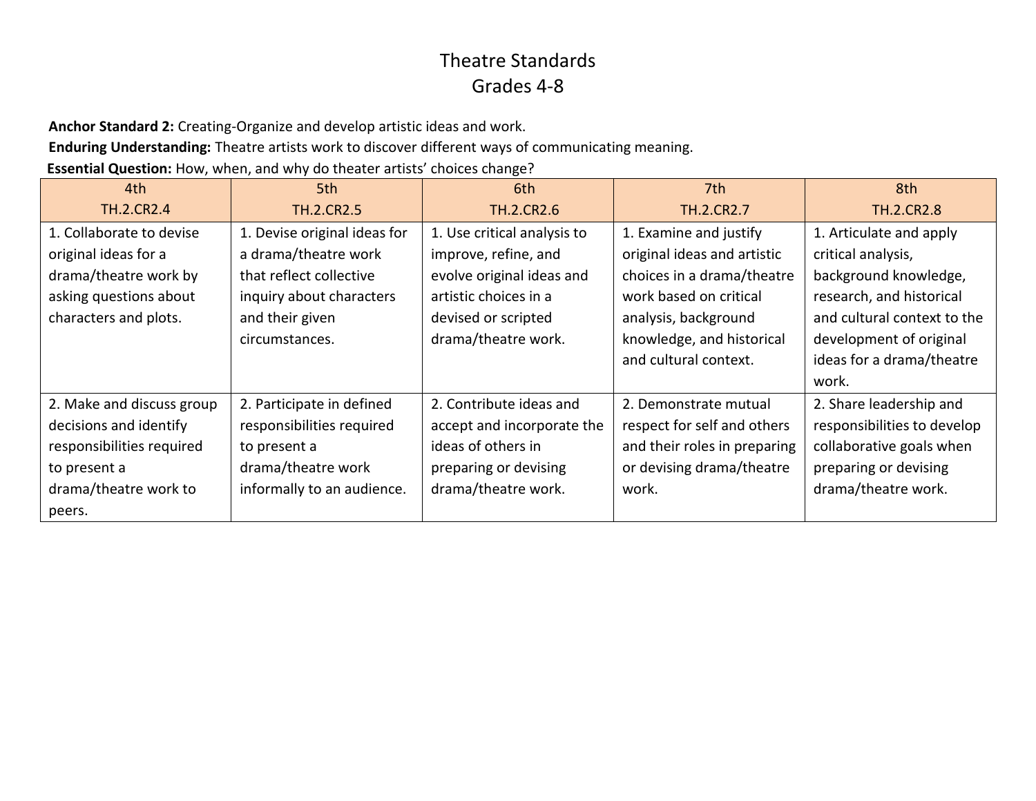# Theatre Standards
## Grades 4-8

**Anchor Standard 2:** Creating-Organize and develop artistic ideas and work.

**Enduring Understanding:** Theatre artists work to discover different ways of communicating meaning.

**Essential Question:** How, when, and why do theater artists' choices change?

| 4th TH.2.CR2.4 | 5th TH.2.CR2.5 | 6th TH.2.CR2.6 | 7th TH.2.CR2.7 | 8th TH.2.CR2.8 |
|---|---|---|---|---|
| 1. Collaborate to devise original ideas for a drama/theatre work by asking questions about characters and plots. | 1. Devise original ideas for a drama/theatre work that reflect collective inquiry about characters and their given circumstances. | 1. Use critical analysis to improve, refine, and evolve original ideas and artistic choices in a devised or scripted drama/theatre work. | 1. Examine and justify original ideas and artistic choices in a drama/theatre work based on critical analysis, background knowledge, and historical and cultural context. | 1. Articulate and apply critical analysis, background knowledge, research, and historical and cultural context to the development of original ideas for a drama/theatre work. |
| 2. Make and discuss group decisions and identify responsibilities required to present a drama/theatre work to peers. | 2. Participate in defined responsibilities required to present a drama/theatre work informally to an audience. | 2. Contribute ideas and accept and incorporate the ideas of others in preparing or devising drama/theatre work. | 2. Demonstrate mutual respect for self and others and their roles in preparing or devising drama/theatre work. | 2. Share leadership and responsibilities to develop collaborative goals when preparing or devising drama/theatre work. |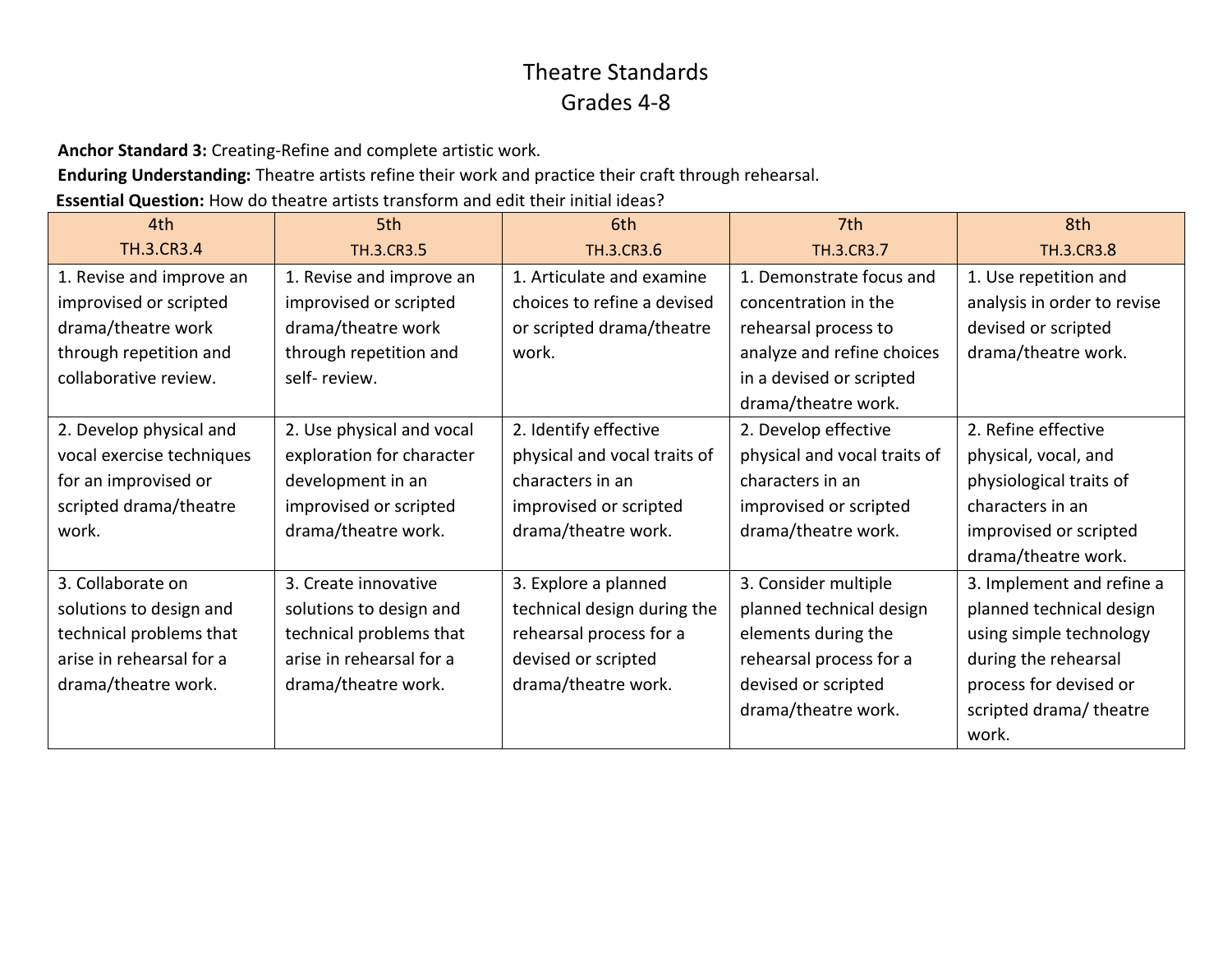# Theatre Standards
## Grades 4-8

**Anchor Standard 3:** Creating-Refine and complete artistic work.

**Enduring Understanding:** Theatre artists refine their work and practice their craft through rehearsal.

**Essential Question:** How do theatre artists transform and edit their initial ideas?

| 4th<br>TH.3.CR3.4 | 5th<br>TH.3.CR3.5 | 6th<br>TH.3.CR3.6 | 7th<br>TH.3.CR3.7 | 8th<br>TH.3.CR3.8 |
|---|---|---|---|---|
| 1. Revise and improve an improvised or scripted drama/theatre work through repetition and collaborative review. | 1. Revise and improve an improvised or scripted drama/theatre work through repetition and self- review. | 1. Articulate and examine choices to refine a devised or scripted drama/theatre work. | 1. Demonstrate focus and concentration in the rehearsal process to analyze and refine choices in a devised or scripted drama/theatre work. | 1. Use repetition and analysis in order to revise devised or scripted drama/theatre work. |
| 2. Develop physical and vocal exercise techniques for an improvised or scripted drama/theatre work. | 2. Use physical and vocal exploration for character development in an improvised or scripted drama/theatre work. | 2. Identify effective physical and vocal traits of characters in an improvised or scripted drama/theatre work. | 2. Develop effective physical and vocal traits of characters in an improvised or scripted drama/theatre work. | 2. Refine effective physical, vocal, and physiological traits of characters in an improvised or scripted drama/theatre work. |
| 3. Collaborate on solutions to design and technical problems that arise in rehearsal for a drama/theatre work. | 3. Create innovative solutions to design and technical problems that arise in rehearsal for a drama/theatre work. | 3. Explore a planned technical design during the rehearsal process for a devised or scripted drama/theatre work. | 3. Consider multiple planned technical design elements during the rehearsal process for a devised or scripted drama/theatre work. | 3. Implement and refine a planned technical design using simple technology during the rehearsal process for devised or scripted drama/ theatre work. |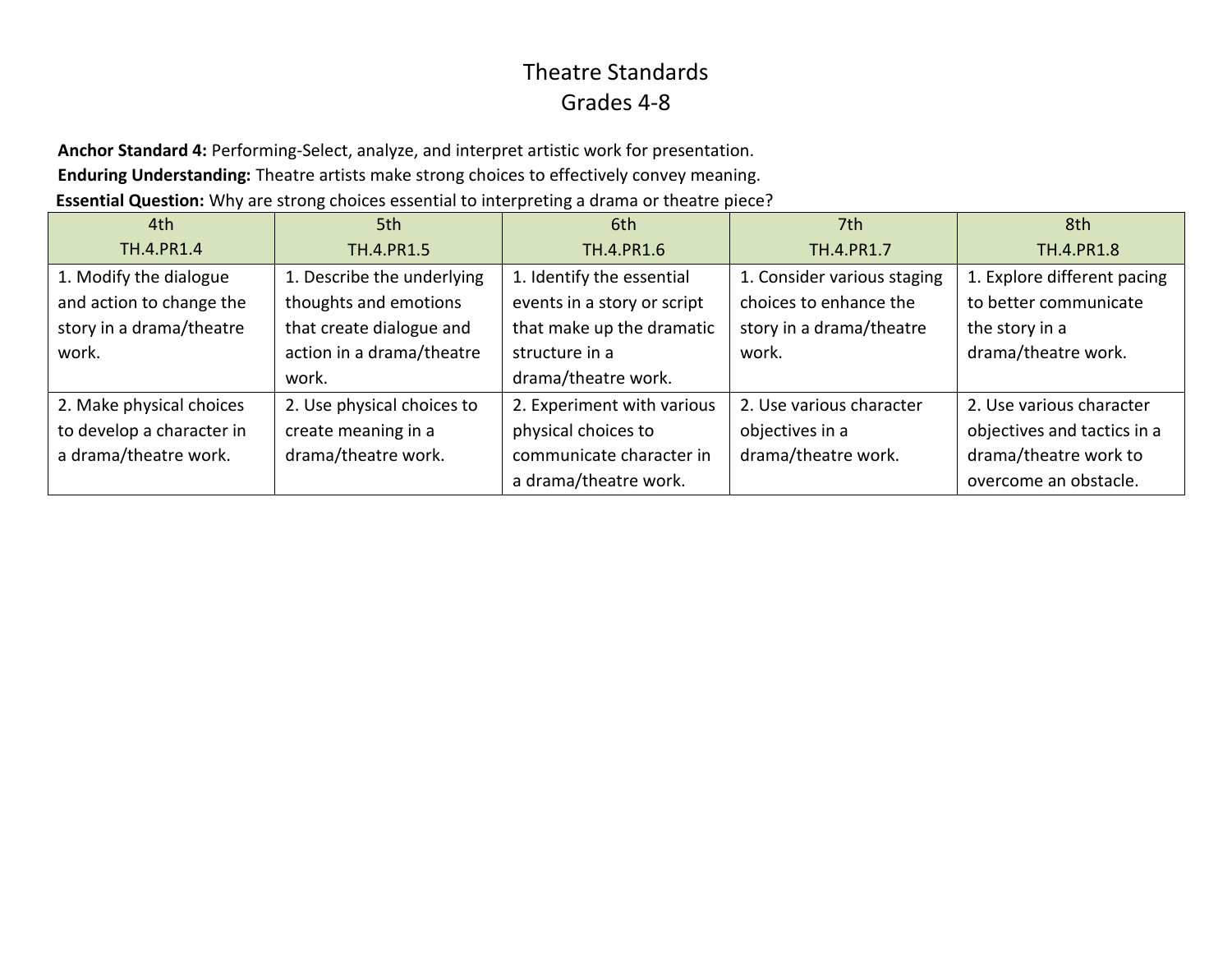# Theatre Standards
## Grades 4-8

**Anchor Standard 4:** Performing-Select, analyze, and interpret artistic work for presentation.

**Enduring Understanding:** Theatre artists make strong choices to effectively convey meaning.

**Essential Question:** Why are strong choices essential to interpreting a drama or theatre piece?

| 4th<br>TH.4.PR1.4 | 5th<br>TH.4.PR1.5 | 6th<br>TH.4.PR1.6 | 7th<br>TH.4.PR1.7 | 8th<br>TH.4.PR1.8 |
|---|---|---|---|---|
| 1. Modify the dialogue and action to change the story in a drama/theatre work. | 1. Describe the underlying thoughts and emotions that create dialogue and action in a drama/theatre work. | 1. Identify the essential events in a story or script that make up the dramatic structure in a drama/theatre work. | 1. Consider various staging choices to enhance the story in a drama/theatre work. | 1. Explore different pacing to better communicate the story in a drama/theatre work. |
| 2. Make physical choices to develop a character in a drama/theatre work. | 2. Use physical choices to create meaning in a drama/theatre work. | 2. Experiment with various physical choices to communicate character in a drama/theatre work. | 2. Use various character objectives in a drama/theatre work. | 2. Use various character objectives and tactics in a drama/theatre work to overcome an obstacle. |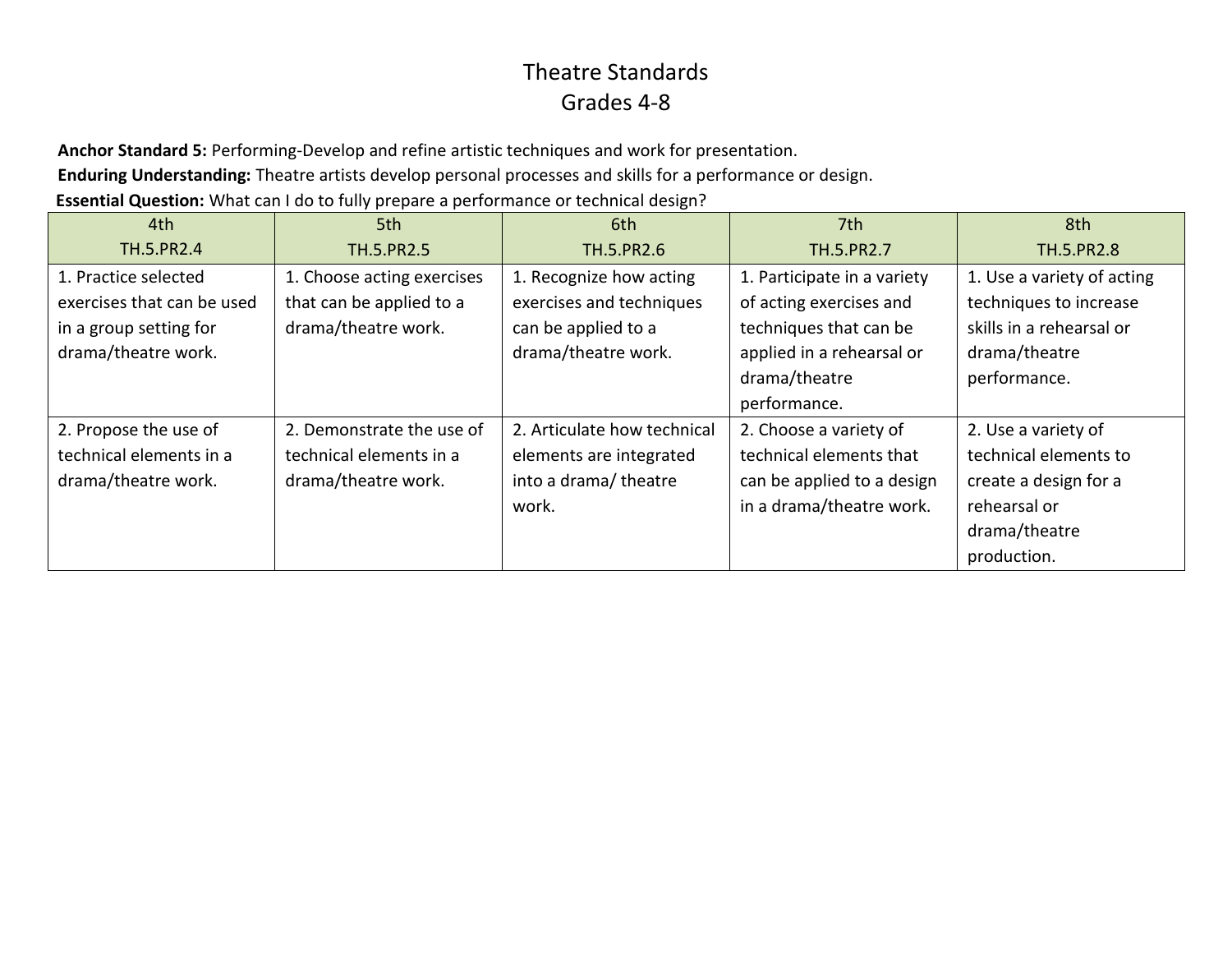# Theatre Standards
## Grades 4-8

**Anchor Standard 5:** Performing-Develop and refine artistic techniques and work for presentation.

**Enduring Understanding:** Theatre artists develop personal processes and skills for a performance or design.

**Essential Question:** What can I do to fully prepare a performance or technical design?

| 4th<br>TH.5.PR2.4 | 5th<br>TH.5.PR2.5 | 6th<br>TH.5.PR2.6 | 7th<br>TH.5.PR2.7 | 8th<br>TH.5.PR2.8 |
|---|---|---|---|---|
| 1. Practice selected exercises that can be used in a group setting for drama/theatre work. | 1. Choose acting exercises that can be applied to a drama/theatre work. | 1. Recognize how acting exercises and techniques can be applied to a drama/theatre work. | 1. Participate in a variety of acting exercises and techniques that can be applied in a rehearsal or drama/theatre performance. | 1. Use a variety of acting techniques to increase skills in a rehearsal or drama/theatre performance. |
| 2. Propose the use of technical elements in a drama/theatre work. | 2. Demonstrate the use of technical elements in a drama/theatre work. | 2. Articulate how technical elements are integrated into a drama/ theatre work. | 2. Choose a variety of technical elements that can be applied to a design in a drama/theatre work. | 2. Use a variety of technical elements to create a design for a rehearsal or drama/theatre production. |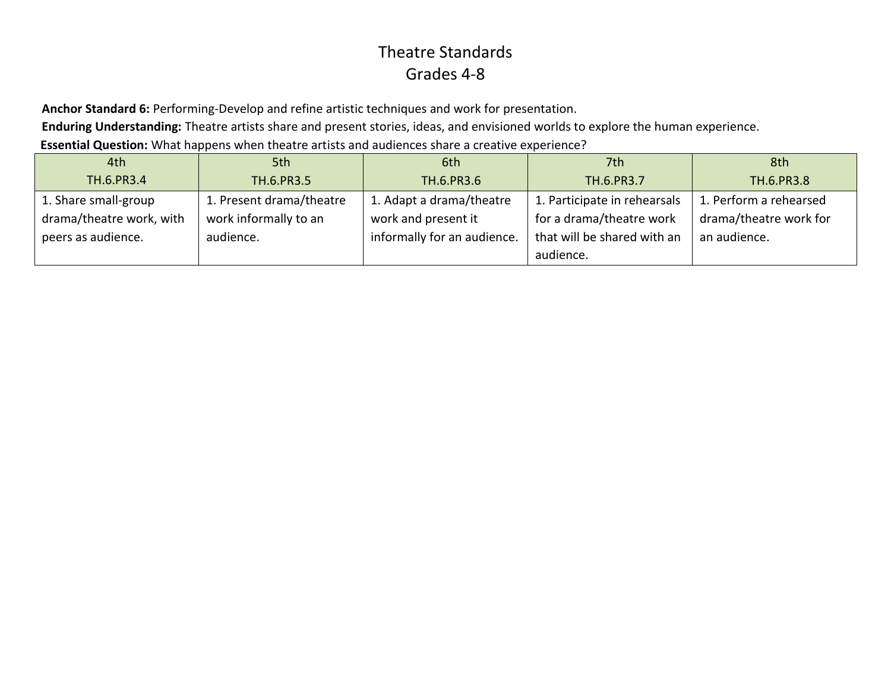# Theatre Standards
## Grades 4-8

**Anchor Standard 6:** Performing-Develop and refine artistic techniques and work for presentation.

**Enduring Understanding:** Theatre artists share and present stories, ideas, and envisioned worlds to explore the human experience.

**Essential Question:** What happens when theatre artists and audiences share a creative experience?

| 4th<br>TH.6.PR3.4 | 5th<br>TH.6.PR3.5 | 6th<br>TH.6.PR3.6 | 7th<br>TH.6.PR3.7 | 8th<br>TH.6.PR3.8 |
|---|---|---|---|---|
| 1. Share small-group drama/theatre work, with peers as audience. | 1. Present drama/theatre work informally to an audience. | 1. Adapt a drama/theatre work and present it informally for an audience. | 1. Participate in rehearsals for a drama/theatre work that will be shared with an audience. | 1. Perform a rehearsed drama/theatre work for an audience. |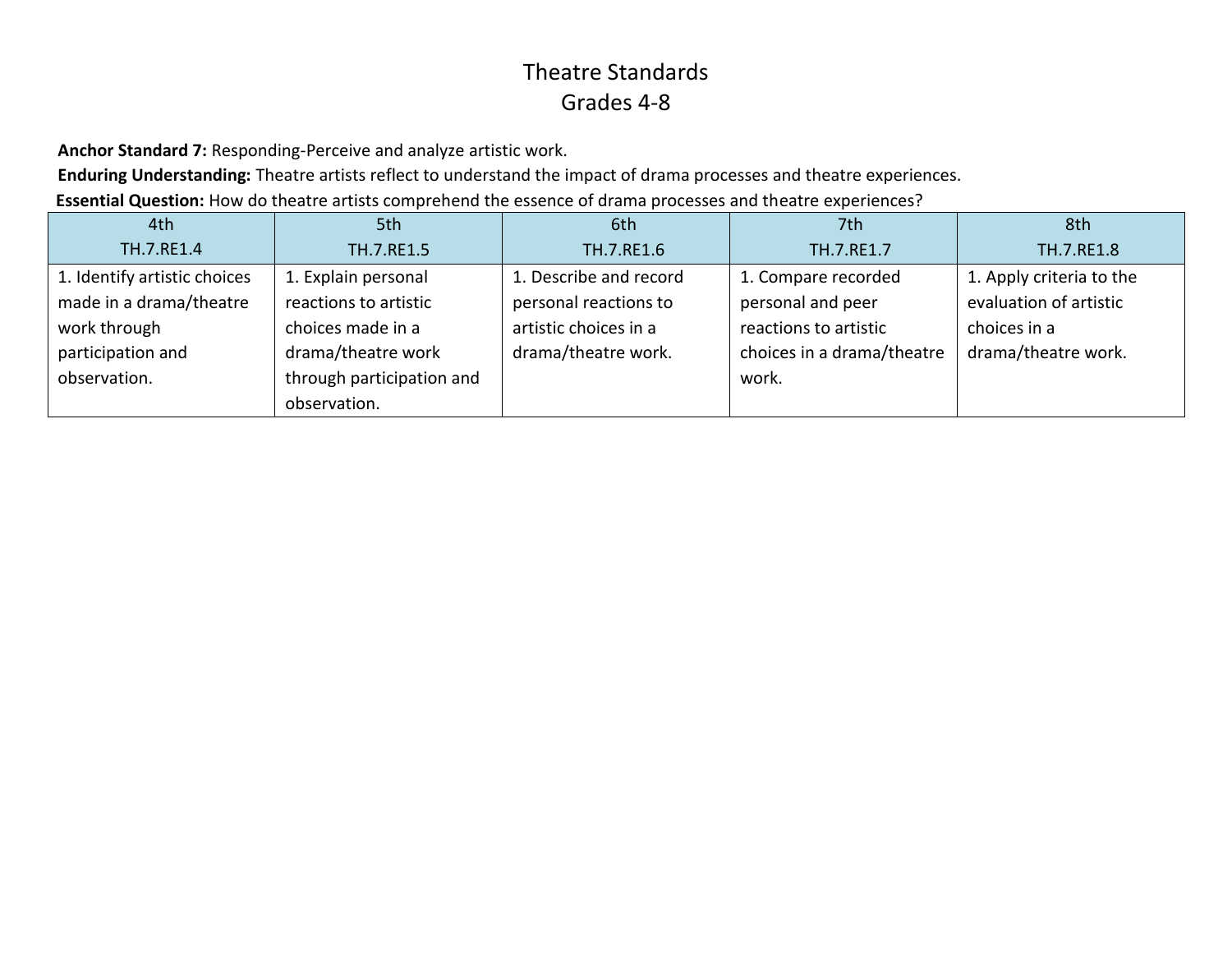# Theatre Standards

## Grades 4-8

**Anchor Standard 7:** Responding-Perceive and analyze artistic work.

**Enduring Understanding:** Theatre artists reflect to understand the impact of drama processes and theatre experiences.

**Essential Question:** How do theatre artists comprehend the essence of drama processes and theatre experiences?

| 4th<br>TH.7.RE1.4 | 5th<br>TH.7.RE1.5 | 6th<br>TH.7.RE1.6 | 7th<br>TH.7.RE1.7 | 8th<br>TH.7.RE1.8 |
|---|---|---|---|---|
| 1. Identify artistic choices made in a drama/theatre work through participation and observation. | 1. Explain personal reactions to artistic choices made in a drama/theatre work through participation and observation. | 1. Describe and record personal reactions to artistic choices in a drama/theatre work. | 1. Compare recorded personal and peer reactions to artistic choices in a drama/theatre work. | 1. Apply criteria to the evaluation of artistic choices in a drama/theatre work. |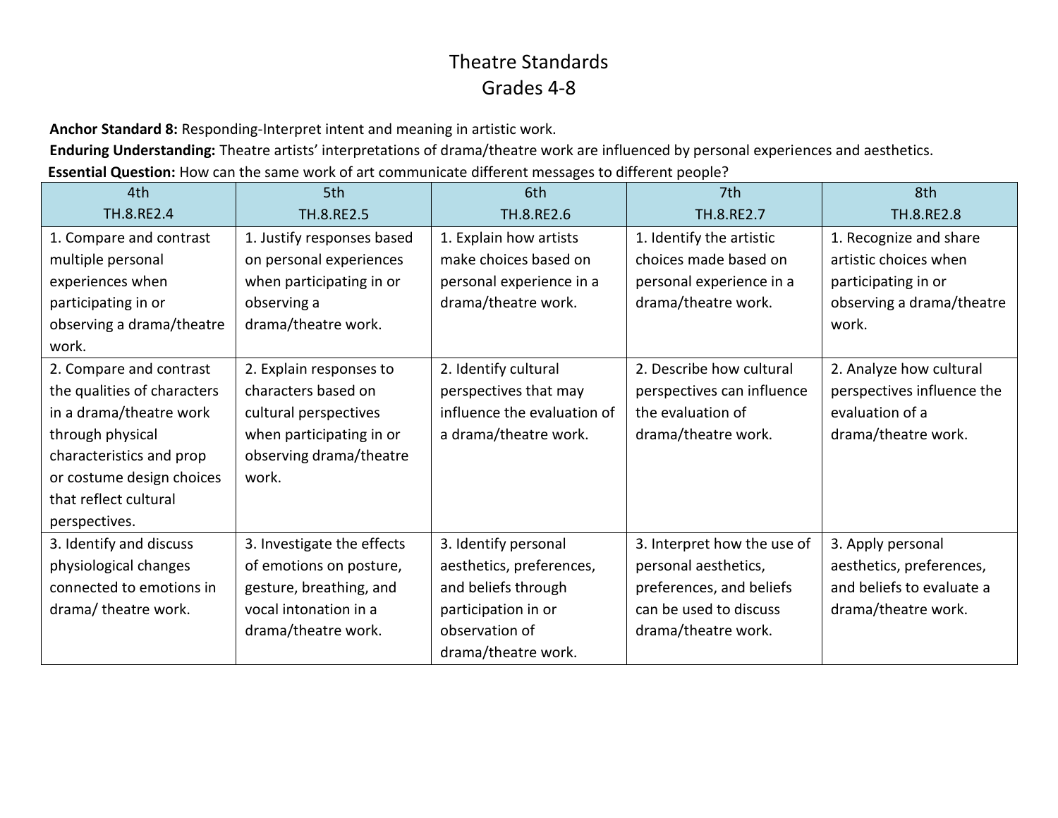# Theatre Standards
## Grades 4-8

**Anchor Standard 8:** Responding-Interpret intent and meaning in artistic work.

**Enduring Understanding:** Theatre artists' interpretations of drama/theatre work are influenced by personal experiences and aesthetics.

**Essential Question:** How can the same work of art communicate different messages to different people?

| 4th<br>TH.8.RE2.4 | 5th<br>TH.8.RE2.5 | 6th<br>TH.8.RE2.6 | 7th<br>TH.8.RE2.7 | 8th<br>TH.8.RE2.8 |
|---|---|---|---|---|
| 1. Compare and contrast multiple personal experiences when participating in or observing a drama/theatre work. | 1. Justify responses based on personal experiences when participating in or observing a drama/theatre work. | 1. Explain how artists make choices based on personal experience in a drama/theatre work. | 1. Identify the artistic choices made based on personal experience in a drama/theatre work. | 1. Recognize and share artistic choices when participating in or observing a drama/theatre work. |
| 2. Compare and contrast the qualities of characters in a drama/theatre work through physical characteristics and prop or costume design choices that reflect cultural perspectives. | 2. Explain responses to characters based on cultural perspectives when participating in or observing drama/theatre work. | 2. Identify cultural perspectives that may influence the evaluation of a drama/theatre work. | 2. Describe how cultural perspectives can influence the evaluation of drama/theatre work. | 2. Analyze how cultural perspectives influence the evaluation of a drama/theatre work. |
| 3. Identify and discuss physiological changes connected to emotions in drama/ theatre work. | 3. Investigate the effects of emotions on posture, gesture, breathing, and vocal intonation in a drama/theatre work. | 3. Identify personal aesthetics, preferences, and beliefs through participation in or observation of drama/theatre work. | 3. Interpret how the use of personal aesthetics, preferences, and beliefs can be used to discuss drama/theatre work. | 3. Apply personal aesthetics, preferences, and beliefs to evaluate a drama/theatre work. |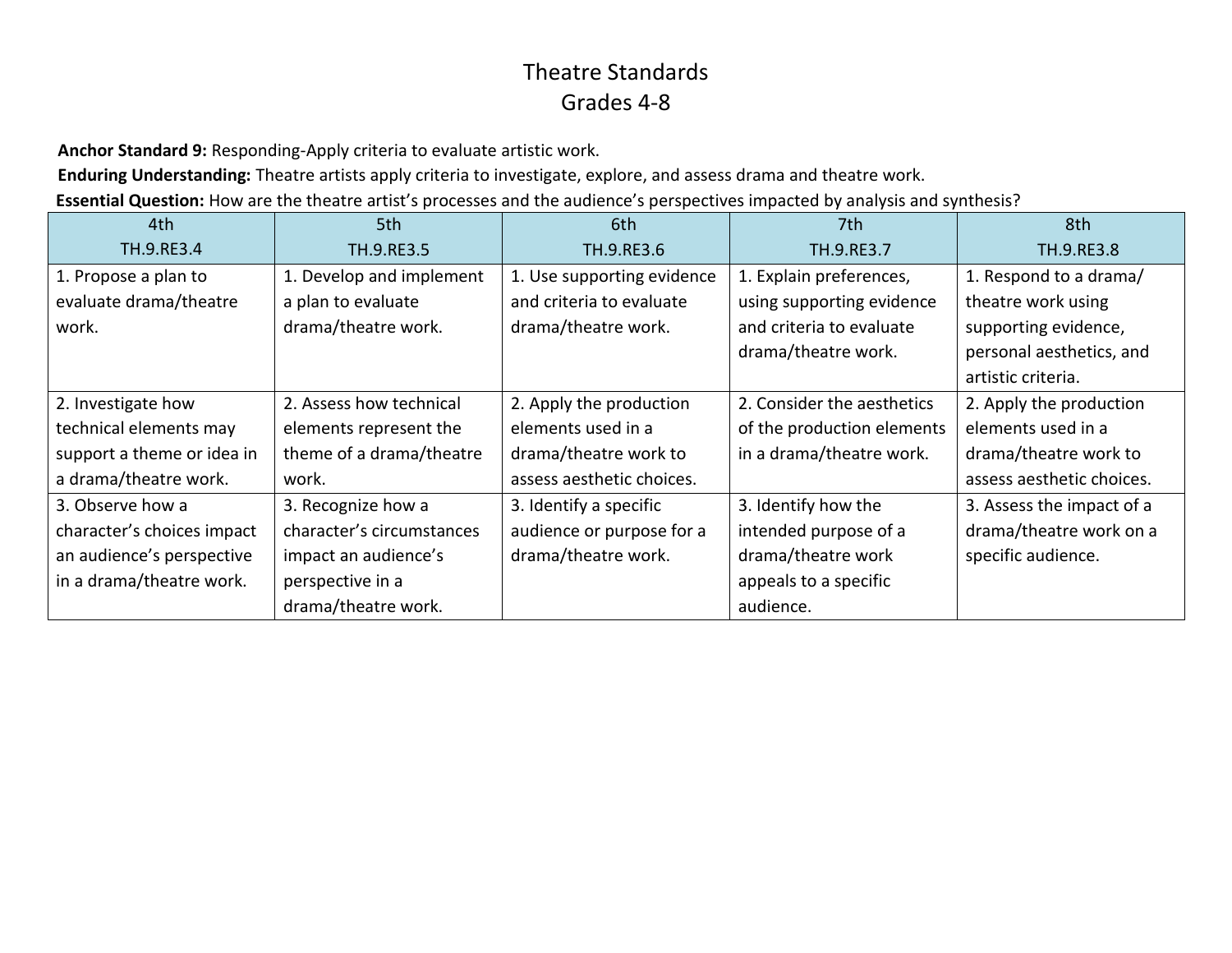# Theatre Standards
## Grades 4-8

**Anchor Standard 9:** Responding-Apply criteria to evaluate artistic work.

**Enduring Understanding:** Theatre artists apply criteria to investigate, explore, and assess drama and theatre work.

**Essential Question:** How are the theatre artist's processes and the audience's perspectives impacted by analysis and synthesis?

| 4th<br>TH.9.RE3.4 | 5th<br>TH.9.RE3.5 | 6th<br>TH.9.RE3.6 | 7th<br>TH.9.RE3.7 | 8th<br>TH.9.RE3.8 |
|---|---|---|---|---|
| 1. Propose a plan to evaluate drama/theatre work. | 1. Develop and implement a plan to evaluate drama/theatre work. | 1. Use supporting evidence and criteria to evaluate drama/theatre work. | 1. Explain preferences, using supporting evidence and criteria to evaluate drama/theatre work. | 1. Respond to a drama/ theatre work using supporting evidence, personal aesthetics, and artistic criteria. |
| 2. Investigate how technical elements may support a theme or idea in a drama/theatre work. | 2. Assess how technical elements represent the theme of a drama/theatre work. | 2. Apply the production elements used in a drama/theatre work to assess aesthetic choices. | 2. Consider the aesthetics of the production elements in a drama/theatre work. | 2. Apply the production elements used in a drama/theatre work to assess aesthetic choices. |
| 3. Observe how a character's choices impact an audience's perspective in a drama/theatre work. | 3. Recognize how a character's circumstances impact an audience's perspective in a drama/theatre work. | 3. Identify a specific audience or purpose for a drama/theatre work. | 3. Identify how the intended purpose of a drama/theatre work appeals to a specific audience. | 3. Assess the impact of a drama/theatre work on a specific audience. |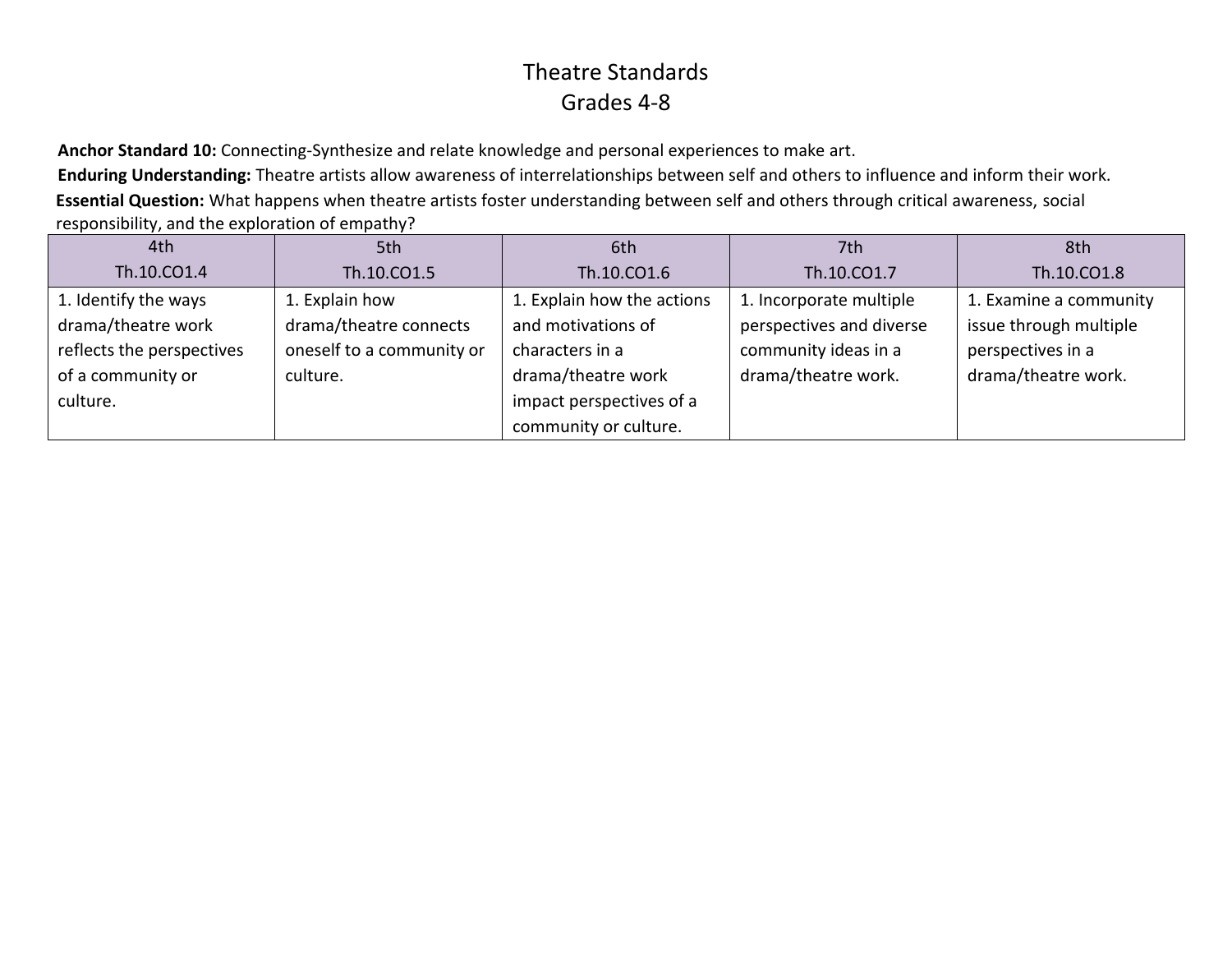# Theatre Standards
## Grades 4-8

**Anchor Standard 10:** Connecting-Synthesize and relate knowledge and personal experiences to make art.

**Enduring Understanding:** Theatre artists allow awareness of interrelationships between self and others to influence and inform their work.

**Essential Question:** What happens when theatre artists foster understanding between self and others through critical awareness, social responsibility, and the exploration of empathy?

| 4th<br>Th.10.CO1.4 | 5th<br>Th.10.CO1.5 | 6th<br>Th.10.CO1.6 | 7th<br>Th.10.CO1.7 | 8th<br>Th.10.CO1.8 |
|---|---|---|---|---|
| 1. Identify the ways drama/theatre work reflects the perspectives of a community or culture. | 1. Explain how drama/theatre connects oneself to a community or culture. | 1. Explain how the actions and motivations of characters in a drama/theatre work impact perspectives of a community or culture. | 1. Incorporate multiple perspectives and diverse community ideas in a drama/theatre work. | 1. Examine a community issue through multiple perspectives in a drama/theatre work. |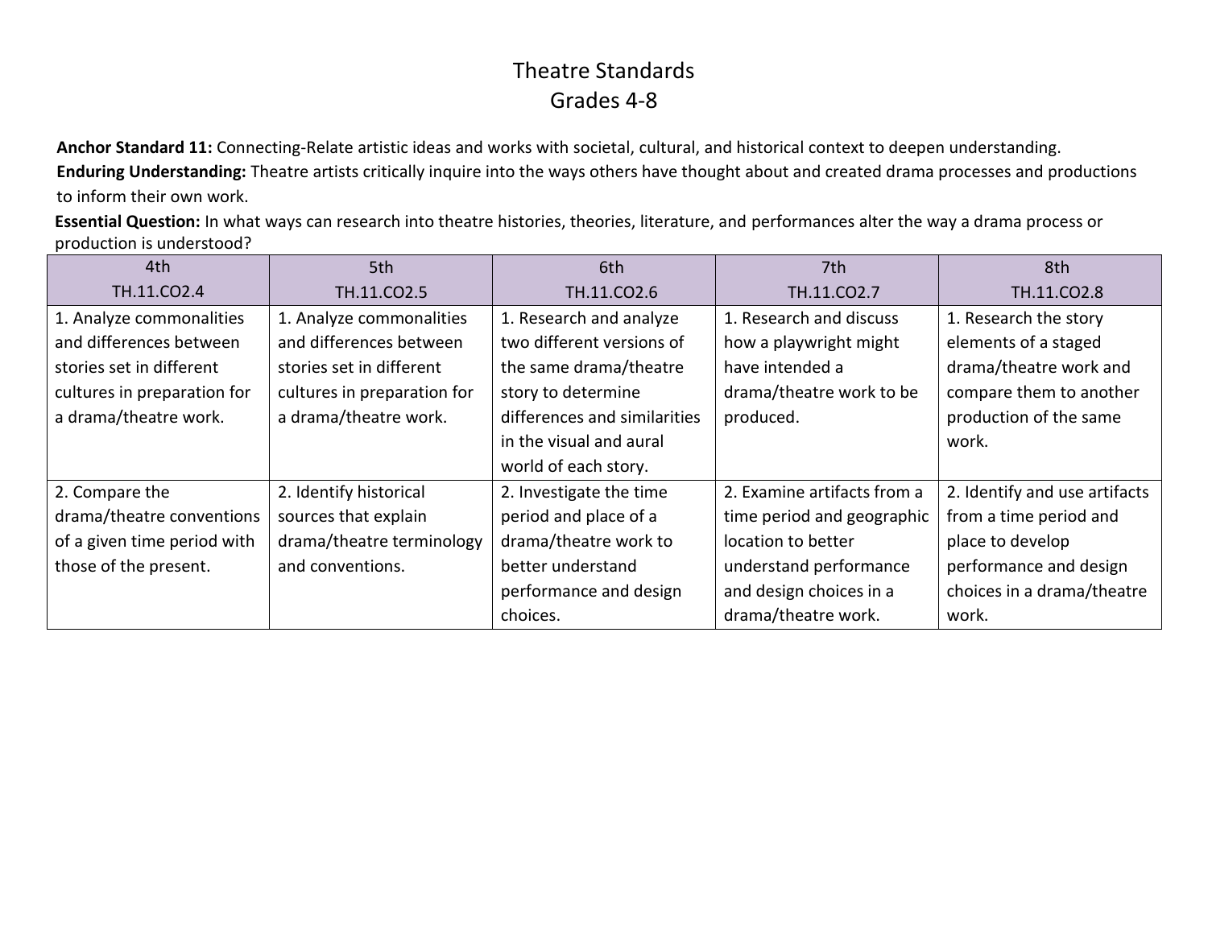# Theatre Standards
## Grades 4-8

**Anchor Standard 11:** Connecting-Relate artistic ideas and works with societal, cultural, and historical context to deepen understanding.

**Enduring Understanding:** Theatre artists critically inquire into the ways others have thought about and created drama processes and productions to inform their own work.

**Essential Question:** In what ways can research into theatre histories, theories, literature, and performances alter the way a drama process or production is understood?

| 4th<br>TH.11.CO2.4 | 5th<br>TH.11.CO2.5 | 6th<br>TH.11.CO2.6 | 7th<br>TH.11.CO2.7 | 8th<br>TH.11.CO2.8 |
|---|---|---|---|---|
| 1. Analyze commonalities and differences between stories set in different cultures in preparation for a drama/theatre work. | 1. Analyze commonalities and differences between stories set in different cultures in preparation for a drama/theatre work. | 1. Research and analyze two different versions of the same drama/theatre story to determine differences and similarities in the visual and aural world of each story. | 1. Research and discuss how a playwright might have intended a drama/theatre work to be produced. | 1. Research the story elements of a staged drama/theatre work and compare them to another production of the same work. |
| 2. Compare the drama/theatre conventions of a given time period with those of the present. | 2. Identify historical sources that explain drama/theatre terminology and conventions. | 2. Investigate the time period and place of a drama/theatre work to better understand performance and design choices. | 2. Examine artifacts from a time period and geographic location to better understand performance and design choices in a drama/theatre work. | 2. Identify and use artifacts from a time period and place to develop performance and design choices in a drama/theatre work. |